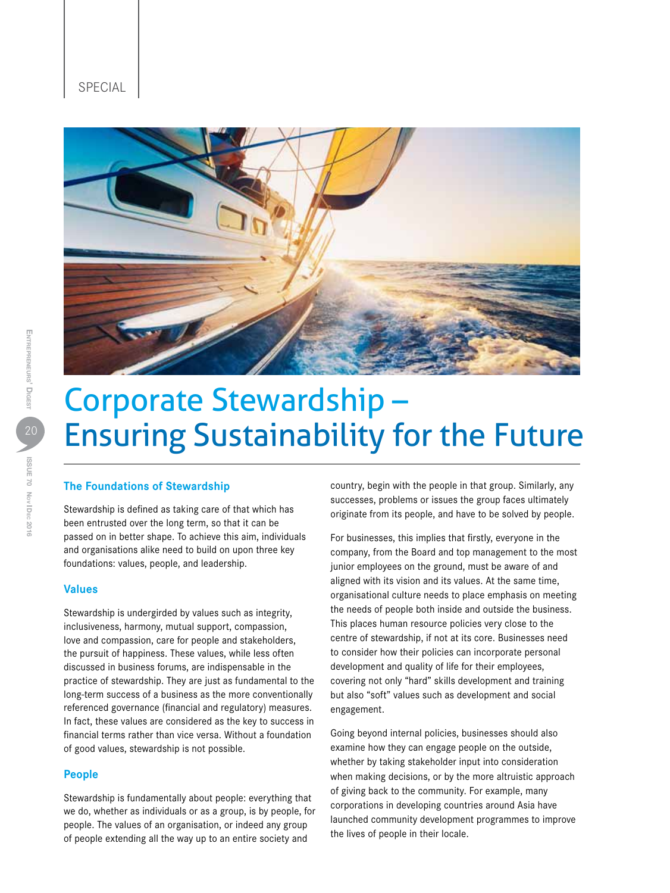SPECIAL

# Corporate Stewardship – Ensuring Sustainability for the Future

## The Foundations of Stewardship

Stewardship is defined as taking care of that which has been entrusted over the long term, so that it can be passed on in better shape. To achieve this aim, individuals and organisations alike need to build on upon three key foundations: values, people, and leadership.

### Values

Stewardship is undergirded by values such as integrity, inclusiveness, harmony, mutual support, compassion, love and compassion, care for people and stakeholders, the pursuit of happiness. These values, while less often discussed in business forums, are indispensable in the practice of stewardship. They are just as fundamental to the long-term success of a business as the more conventionally referenced governance (financial and regulatory) measures. In fact, these values are considered as the key to success in financial terms rather than vice versa. Without a foundation of good values, stewardship is not possible.

### People

Stewardship is fundamentally about people: everything that we do, whether as individuals or as a group, is by people, for people. The values of an organisation, or indeed any group of people extending all the way up to an entire society and country, begin with the people in that group. Similarly, any successes, problems or issues the group faces ultimately originate from its people, and have to be solved by people.

For businesses, this implies that firstly, everyone in the company, from the Board and top management to the most junior employees on the ground, must be aware of and aligned with its vision and its values. At the same time, organisational culture needs to place emphasis on meeting the needs of people both inside and outside the business. This places human resource policies very close to the centre of stewardship, if not at its core. Businesses need to consider how their policies can incorporate personal development and quality of life for their employees, covering not only "hard" skills development and training but also "soft" values such as development and social engagement.

Going beyond internal policies, businesses should also examine how they can engage people on the outside, whether by taking stakeholder input into consideration when making decisions, or by the more altruistic approach of giving back to the community. For example, many corporations in developing countries around Asia have launched community development programmes to improve the lives of people in their locale.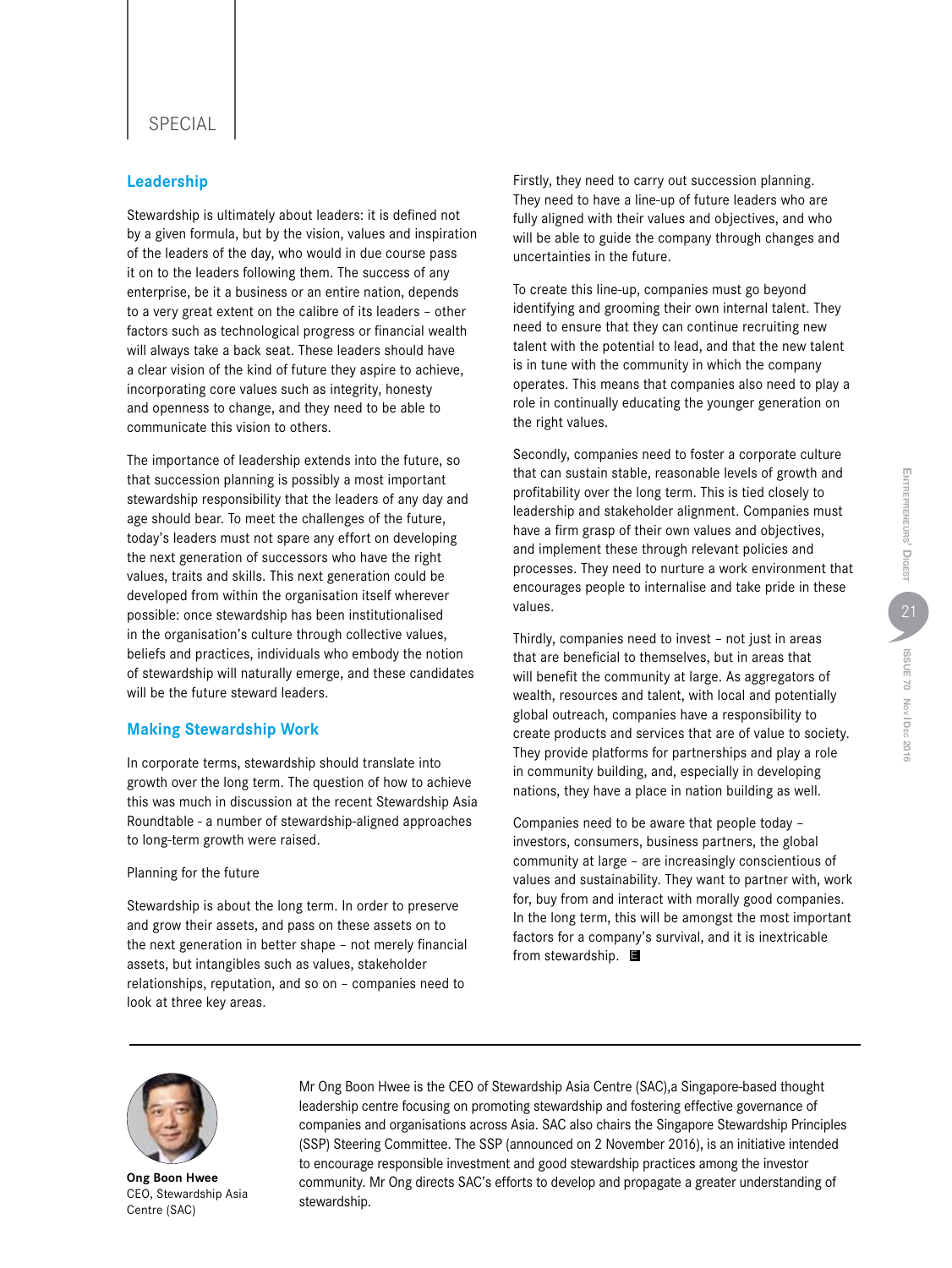## Leadership

Stewardship is ultimately about leaders: it is defined not by a given formula, but by the vision, values and inspiration of the leaders of the day, who would in due course pass it on to the leaders following them. The success of any enterprise, be it a business or an entire nation, depends to a very great extent on the calibre of its leaders – other factors such as technological progress or financial wealth will always take a back seat. These leaders should have a clear vision of the kind of future they aspire to achieve, incorporating core values such as integrity, honesty and openness to change, and they need to be able to communicate this vision to others.

The importance of leadership extends into the future, so that succession planning is possibly a most important stewardship responsibility that the leaders of any day and age should bear. To meet the challenges of the future, today's leaders must not spare any effort on developing the next generation of successors who have the right values, traits and skills. This next generation could be developed from within the organisation itself wherever possible: once stewardship has been institutionalised in the organisation's culture through collective values, beliefs and practices, individuals who embody the notion of stewardship will naturally emerge, and these candidates will be the future steward leaders.

## Making Stewardship Work

In corporate terms, stewardship should translate into growth over the long term. The question of how to achieve this was much in discussion at the recent Stewardship Asia Roundtable - a number of stewardship-aligned approaches to long-term growth were raised.

Planning for the future

Stewardship is about the long term. In order to preserve and grow their assets, and pass on these assets on to the next generation in better shape – not merely financial assets, but intangibles such as values, stakeholder relationships, reputation, and so on – companies need to look at three key areas.

Firstly, they need to carry out succession planning. They need to have a line-up of future leaders who are fully aligned with their values and objectives, and who will be able to guide the company through changes and uncertainties in the future.

To create this line-up, companies must go beyond identifying and grooming their own internal talent. They need to ensure that they can continue recruiting new talent with the potential to lead, and that the new talent is in tune with the community in which the company operates. This means that companies also need to play a role in continually educating the younger generation on the right values.

Secondly, companies need to foster a corporate culture that can sustain stable, reasonable levels of growth and profitability over the long term. This is tied closely to leadership and stakeholder alignment. Companies must have a firm grasp of their own values and objectives, and implement these through relevant policies and processes. They need to nurture a work environment that encourages people to internalise and take pride in these values.

Thirdly, companies need to invest – not just in areas that are beneficial to themselves, but in areas that will benefit the community at large. As aggregators of wealth, resources and talent, with local and potentially global outreach, companies have a responsibility to create products and services that are of value to society. They provide platforms for partnerships and play a role in community building, and, especially in developing nations, they have a place in nation building as well.

Companies need to be aware that people today – investors, consumers, business partners, the global community at large – are increasingly conscientious of values and sustainability. They want to partner with, work for, buy from and interact with morally good companies. In the long term, this will be amongst the most important factors for a company's survival, and it is inextricable from stewardship.

---

**Ong Boon Hwee**
CEO, Stewardship Asia Centre (SAC)

Mr Ong Boon Hwee is the CEO of Stewardship Asia Centre (SAC),a Singapore-based thought leadership centre focusing on promoting stewardship and fostering effective governance of companies and organisations across Asia. SAC also chairs the Singapore Stewardship Principles (SSP) Steering Committee. The SSP (announced on 2 November 2016), is an initiative intended to encourage responsible investment and good stewardship practices among the investor community. Mr Ong directs SAC's efforts to develop and propagate a greater understanding of stewardship.